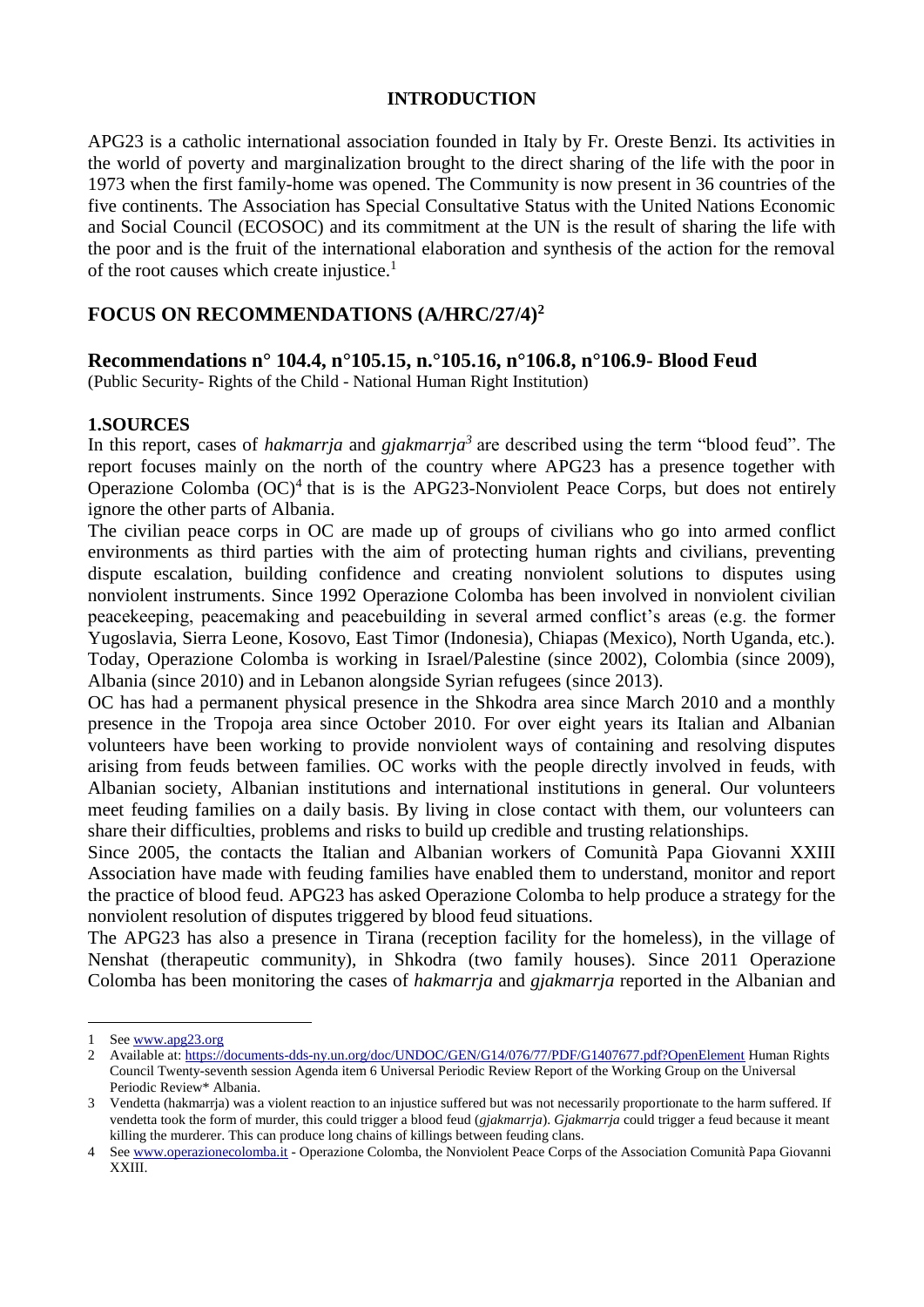## INTRODUCTION

APG23 is a catholic international association founded in Italy by Fr. Oreste Benzi. Its activities in the world of poverty and marginalization brought to the direct sharing of the life with the poor in 1973 when the first family-home was opened. The Community is now present in 36 countries of the five continents. The Association has Special Consultative Status with the United Nations Economic and Social Council (ECOSOC) and its commitment at the UN is the result of sharing the life with the poor and is the fruit of the international elaboration and synthesis of the action for the removal of the root causes which create injustice.[1]

## FOCUS ON RECOMMENDATIONS (A/HRC/27/4)[2]

### Recommendations n° 104.4, n°105.15, n.°105.16, n°106.8, n°106.9- Blood Feud

(Public Security- Rights of the Child - National Human Right Institution)

### 1.SOURCES

In this report, cases of *hakmarrja* and *gjakmarrja*[3] are described using the term "blood feud". The report focuses mainly on the north of the country where APG23 has a presence together with Operazione Colomba (OC)[4] that is is the APG23-Nonviolent Peace Corps, but does not entirely ignore the other parts of Albania.

The civilian peace corps in OC are made up of groups of civilians who go into armed conflict environments as third parties with the aim of protecting human rights and civilians, preventing dispute escalation, building confidence and creating nonviolent solutions to disputes using nonviolent instruments. Since 1992 Operazione Colomba has been involved in nonviolent civilian peacekeeping, peacemaking and peacebuilding in several armed conflict's areas (e.g. the former Yugoslavia, Sierra Leone, Kosovo, East Timor (Indonesia), Chiapas (Mexico), North Uganda, etc.). Today, Operazione Colomba is working in Israel/Palestine (since 2002), Colombia (since 2009), Albania (since 2010) and in Lebanon alongside Syrian refugees (since 2013).

OC has had a permanent physical presence in the Shkodra area since March 2010 and a monthly presence in the Tropoja area since October 2010. For over eight years its Italian and Albanian volunteers have been working to provide nonviolent ways of containing and resolving disputes arising from feuds between families. OC works with the people directly involved in feuds, with Albanian society, Albanian institutions and international institutions in general. Our volunteers meet feuding families on a daily basis. By living in close contact with them, our volunteers can share their difficulties, problems and risks to build up credible and trusting relationships.

Since 2005, the contacts the Italian and Albanian workers of Comunità Papa Giovanni XXIII Association have made with feuding families have enabled them to understand, monitor and report the practice of blood feud. APG23 has asked Operazione Colomba to help produce a strategy for the nonviolent resolution of disputes triggered by blood feud situations.

The APG23 has also a presence in Tirana (reception facility for the homeless), in the village of Nenshat (therapeutic community), in Shkodra (two family houses). Since 2011 Operazione Colomba has been monitoring the cases of *hakmarrja* and *gjakmarrja* reported in the Albanian and

---

1 See www.apg23.org

2 Available at: https://documents-dds-ny.un.org/doc/UNDOC/GEN/G14/076/77/PDF/G1407677.pdf?OpenElement Human Rights Council Twenty-seventh session Agenda item 6 Universal Periodic Review Report of the Working Group on the Universal Periodic Review* Albania.

3 Vendetta (hakmarrja) was a violent reaction to an injustice suffered but was not necessarily proportionate to the harm suffered. If vendetta took the form of murder, this could trigger a blood feud (*gjakmarrja*). *Gjakmarrja* could trigger a feud because it meant killing the murderer. This can produce long chains of killings between feuding clans.

4 See www.operazionecolomba.it - Operazione Colomba, the Nonviolent Peace Corps of the Association Comunità Papa Giovanni XXIII.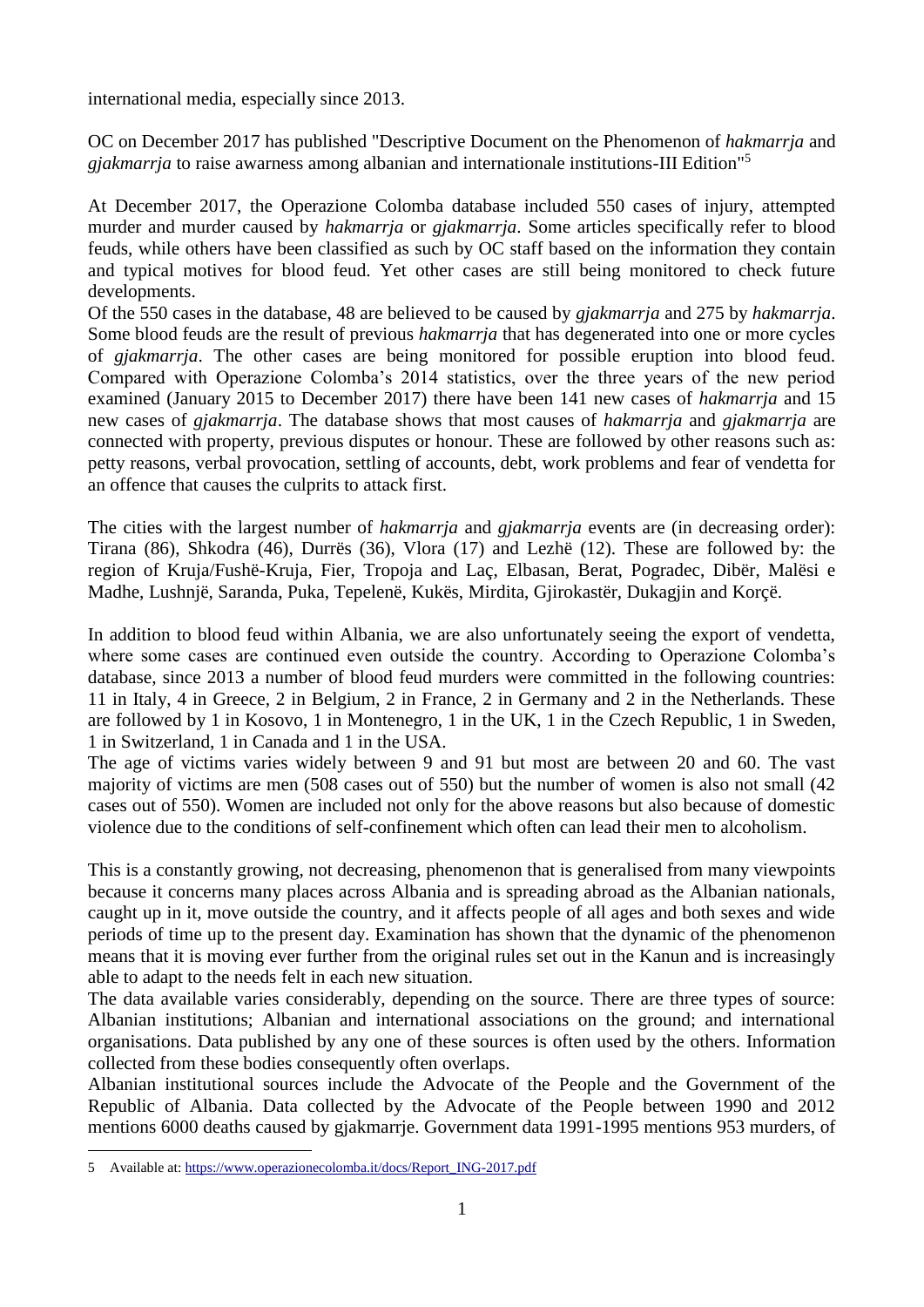international media, especially since 2013.

OC on December 2017 has published "Descriptive Document on the Phenomenon of *hakmarrja* and *gjakmarrja* to raise awarness among albanian and internationale institutions-III Edition"[5]

At December 2017, the Operazione Colomba database included 550 cases of injury, attempted murder and murder caused by *hakmarrja* or *gjakmarrja*. Some articles specifically refer to blood feuds, while others have been classified as such by OC staff based on the information they contain and typical motives for blood feud. Yet other cases are still being monitored to check future developments.
Of the 550 cases in the database, 48 are believed to be caused by *gjakmarrja* and 275 by *hakmarrja*. Some blood feuds are the result of previous *hakmarrja* that has degenerated into one or more cycles of *gjakmarrja*. The other cases are being monitored for possible eruption into blood feud. Compared with Operazione Colomba's 2014 statistics, over the three years of the new period examined (January 2015 to December 2017) there have been 141 new cases of *hakmarrja* and 15 new cases of *gjakmarrja*. The database shows that most causes of *hakmarrja* and *gjakmarrja* are connected with property, previous disputes or honour. These are followed by other reasons such as: petty reasons, verbal provocation, settling of accounts, debt, work problems and fear of vendetta for an offence that causes the culprits to attack first.

The cities with the largest number of *hakmarrja* and *gjakmarrja* events are (in decreasing order): Tirana (86), Shkodra (46), Durrës (36), Vlora (17) and Lezhë (12). These are followed by: the region of Kruja/Fushë-Kruja, Fier, Tropoja and Laç, Elbasan, Berat, Pogradec, Dibër, Malësi e Madhe, Lushnjë, Saranda, Puka, Tepelenë, Kukës, Mirdita, Gjirokastër, Dukagjin and Korçë.

In addition to blood feud within Albania, we are also unfortunately seeing the export of vendetta, where some cases are continued even outside the country. According to Operazione Colomba's database, since 2013 a number of blood feud murders were committed in the following countries: 11 in Italy, 4 in Greece, 2 in Belgium, 2 in France, 2 in Germany and 2 in the Netherlands. These are followed by 1 in Kosovo, 1 in Montenegro, 1 in the UK, 1 in the Czech Republic, 1 in Sweden, 1 in Switzerland, 1 in Canada and 1 in the USA.
The age of victims varies widely between 9 and 91 but most are between 20 and 60. The vast majority of victims are men (508 cases out of 550) but the number of women is also not small (42 cases out of 550). Women are included not only for the above reasons but also because of domestic violence due to the conditions of self-confinement which often can lead their men to alcoholism.

This is a constantly growing, not decreasing, phenomenon that is generalised from many viewpoints because it concerns many places across Albania and is spreading abroad as the Albanian nationals, caught up in it, move outside the country, and it affects people of all ages and both sexes and wide periods of time up to the present day. Examination has shown that the dynamic of the phenomenon means that it is moving ever further from the original rules set out in the Kanun and is increasingly able to adapt to the needs felt in each new situation.
The data available varies considerably, depending on the source. There are three types of source: Albanian institutions; Albanian and international associations on the ground; and international organisations. Data published by any one of these sources is often used by the others. Information collected from these bodies consequently often overlaps.
Albanian institutional sources include the Advocate of the People and the Government of the Republic of Albania. Data collected by the Advocate of the People between 1990 and 2012 mentions 6000 deaths caused by gjakmarrje. Government data 1991-1995 mentions 953 murders, of

5 Available at: https://www.operazionecolomba.it/docs/Report_ING-2017.pdf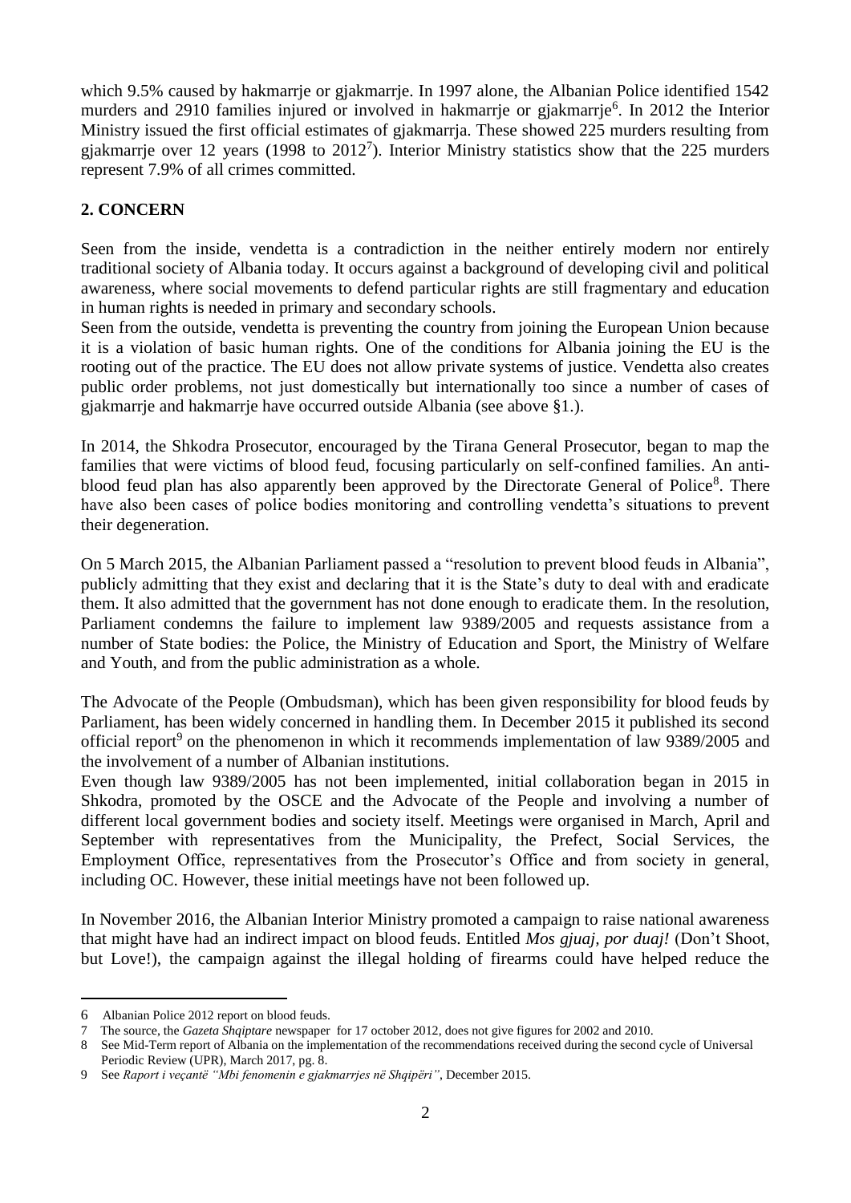which 9.5% caused by hakmarrje or gjakmarrje. In 1997 alone, the Albanian Police identified 1542 murders and 2910 families injured or involved in hakmarrje or gjakmarrje[6]. In 2012 the Interior Ministry issued the first official estimates of gjakmarrja. These showed 225 murders resulting from gjakmarrje over 12 years (1998 to 2012[7]). Interior Ministry statistics show that the 225 murders represent 7.9% of all crimes committed.

## 2. CONCERN

Seen from the inside, vendetta is a contradiction in the neither entirely modern nor entirely traditional society of Albania today. It occurs against a background of developing civil and political awareness, where social movements to defend particular rights are still fragmentary and education in human rights is needed in primary and secondary schools.

Seen from the outside, vendetta is preventing the country from joining the European Union because it is a violation of basic human rights. One of the conditions for Albania joining the EU is the rooting out of the practice. The EU does not allow private systems of justice. Vendetta also creates public order problems, not just domestically but internationally too since a number of cases of gjakmarrje and hakmarrje have occurred outside Albania (see above §1.).

In 2014, the Shkodra Prosecutor, encouraged by the Tirana General Prosecutor, began to map the families that were victims of blood feud, focusing particularly on self-confined families. An anti-blood feud plan has also apparently been approved by the Directorate General of Police[8]. There have also been cases of police bodies monitoring and controlling vendetta's situations to prevent their degeneration.

On 5 March 2015, the Albanian Parliament passed a "resolution to prevent blood feuds in Albania", publicly admitting that they exist and declaring that it is the State's duty to deal with and eradicate them. It also admitted that the government has not done enough to eradicate them. In the resolution, Parliament condemns the failure to implement law 9389/2005 and requests assistance from a number of State bodies: the Police, the Ministry of Education and Sport, the Ministry of Welfare and Youth, and from the public administration as a whole.

The Advocate of the People (Ombudsman), which has been given responsibility for blood feuds by Parliament, has been widely concerned in handling them. In December 2015 it published its second official report[9] on the phenomenon in which it recommends implementation of law 9389/2005 and the involvement of a number of Albanian institutions.

Even though law 9389/2005 has not been implemented, initial collaboration began in 2015 in Shkodra, promoted by the OSCE and the Advocate of the People and involving a number of different local government bodies and society itself. Meetings were organised in March, April and September with representatives from the Municipality, the Prefect, Social Services, the Employment Office, representatives from the Prosecutor's Office and from society in general, including OC. However, these initial meetings have not been followed up.

In November 2016, the Albanian Interior Ministry promoted a campaign to raise national awareness that might have had an indirect impact on blood feuds. Entitled *Mos gjuaj, por duaj!* (Don't Shoot, but Love!), the campaign against the illegal holding of firearms could have helped reduce the

---

6 Albanian Police 2012 report on blood feuds.

7 The source, the *Gazeta Shqiptare* newspaper for 17 october 2012, does not give figures for 2002 and 2010.

8 See Mid-Term report of Albania on the implementation of the recommendations received during the second cycle of Universal Periodic Review (UPR), March 2017, pg. 8.

9 See *Raport i veçantë "Mbi fenomenin e gjakmarrjes në Shqipëri"*, December 2015.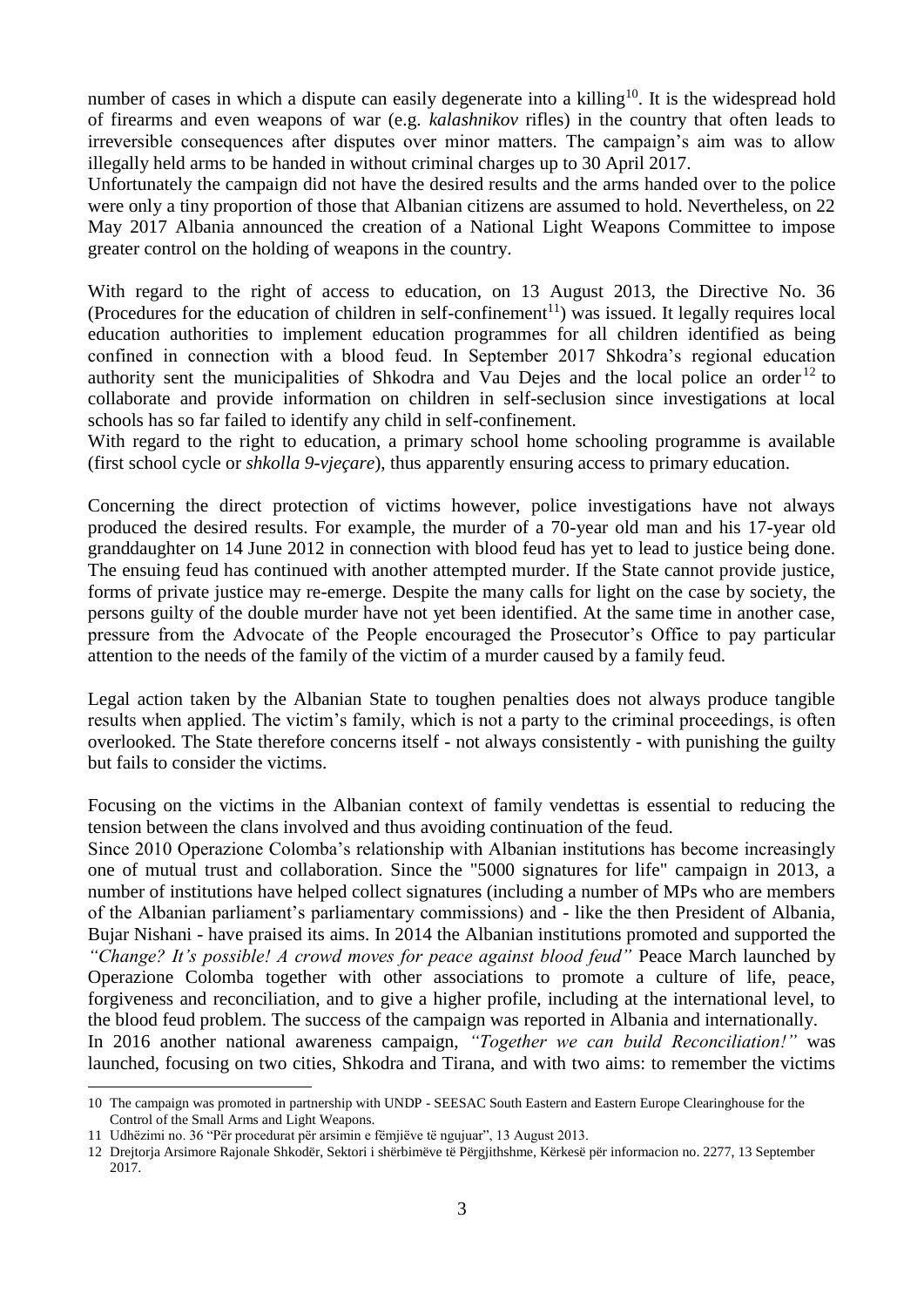number of cases in which a dispute can easily degenerate into a killing[10]. It is the widespread hold of firearms and even weapons of war (e.g. *kalashnikov* rifles) in the country that often leads to irreversible consequences after disputes over minor matters. The campaign's aim was to allow illegally held arms to be handed in without criminal charges up to 30 April 2017.
Unfortunately the campaign did not have the desired results and the arms handed over to the police were only a tiny proportion of those that Albanian citizens are assumed to hold. Nevertheless, on 22 May 2017 Albania announced the creation of a National Light Weapons Committee to impose greater control on the holding of weapons in the country.

With regard to the right of access to education, on 13 August 2013, the Directive No. 36 (Procedures for the education of children in self-confinement[11]) was issued. It legally requires local education authorities to implement education programmes for all children identified as being confined in connection with a blood feud. In September 2017 Shkodra's regional education authority sent the municipalities of Shkodra and Vau Dejes and the local police an order[12] to collaborate and provide information on children in self-seclusion since investigations at local schools has so far failed to identify any child in self-confinement.
With regard to the right to education, a primary school home schooling programme is available (first school cycle or *shkolla 9-vjeçare*), thus apparently ensuring access to primary education.

Concerning the direct protection of victims however, police investigations have not always produced the desired results. For example, the murder of a 70-year old man and his 17-year old granddaughter on 14 June 2012 in connection with blood feud has yet to lead to justice being done. The ensuing feud has continued with another attempted murder. If the State cannot provide justice, forms of private justice may re-emerge. Despite the many calls for light on the case by society, the persons guilty of the double murder have not yet been identified. At the same time in another case, pressure from the Advocate of the People encouraged the Prosecutor's Office to pay particular attention to the needs of the family of the victim of a murder caused by a family feud.

Legal action taken by the Albanian State to toughen penalties does not always produce tangible results when applied. The victim's family, which is not a party to the criminal proceedings, is often overlooked. The State therefore concerns itself - not always consistently - with punishing the guilty but fails to consider the victims.

Focusing on the victims in the Albanian context of family vendettas is essential to reducing the tension between the clans involved and thus avoiding continuation of the feud.
Since 2010 Operazione Colomba's relationship with Albanian institutions has become increasingly one of mutual trust and collaboration. Since the "5000 signatures for life" campaign in 2013, a number of institutions have helped collect signatures (including a number of MPs who are members of the Albanian parliament's parliamentary commissions) and - like the then President of Albania, Bujar Nishani - have praised its aims. In 2014 the Albanian institutions promoted and supported the *"Change? It's possible! A crowd moves for peace against blood feud"* Peace March launched by Operazione Colomba together with other associations to promote a culture of life, peace, forgiveness and reconciliation, and to give a higher profile, including at the international level, to the blood feud problem. The success of the campaign was reported in Albania and internationally.
In 2016 another national awareness campaign, *"Together we can build Reconciliation!"* was launched, focusing on two cities, Shkodra and Tirana, and with two aims: to remember the victims

---

[10] The campaign was promoted in partnership with UNDP - SEESAC South Eastern and Eastern Europe Clearinghouse for the Control of the Small Arms and Light Weapons.

[11] Udhëzimi no. 36 "Për procedurat për arsimin e fëmjiëve të ngujuar", 13 August 2013.

[12] Drejtorja Arsimore Rajonale Shkodër, Sektori i shërbimëve të Përgjithshme, Kërkesë për informacion no. 2277, 13 September 2017.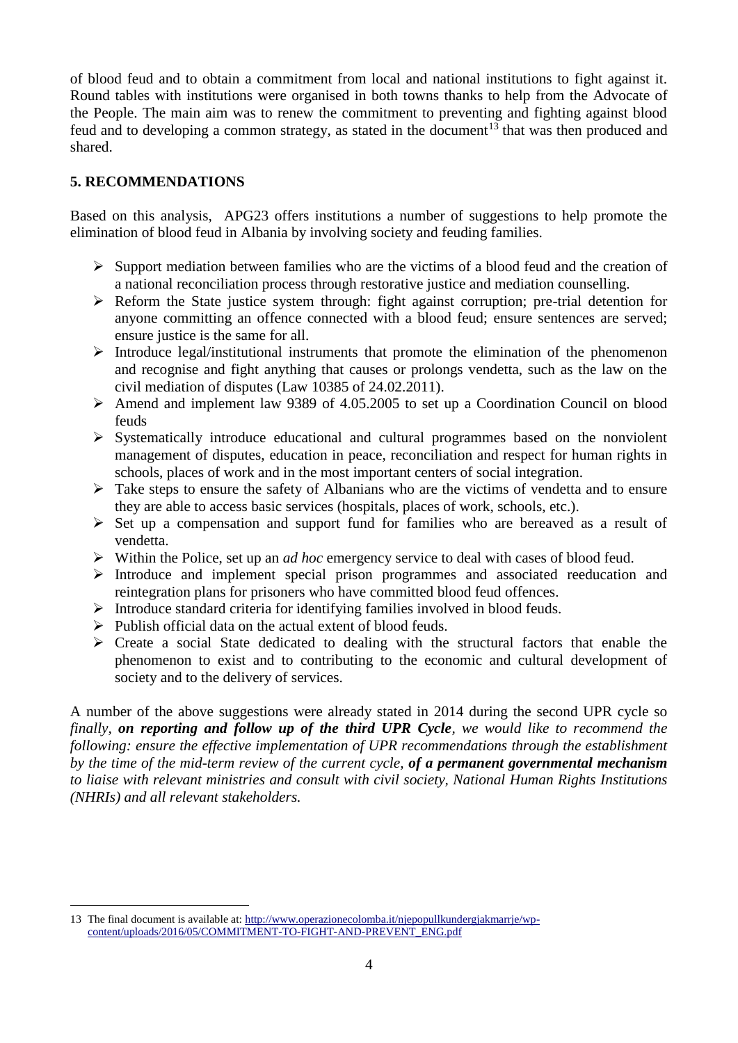of blood feud and to obtain a commitment from local and national institutions to fight against it. Round tables with institutions were organised in both towns thanks to help from the Advocate of the People. The main aim was to renew the commitment to preventing and fighting against blood feud and to developing a common strategy, as stated in the document[13] that was then produced and shared.

## 5. RECOMMENDATIONS

Based on this analysis, APG23 offers institutions a number of suggestions to help promote the elimination of blood feud in Albania by involving society and feuding families.

- Support mediation between families who are the victims of a blood feud and the creation of a national reconciliation process through restorative justice and mediation counselling.
- Reform the State justice system through: fight against corruption; pre-trial detention for anyone committing an offence connected with a blood feud; ensure sentences are served; ensure justice is the same for all.
- Introduce legal/institutional instruments that promote the elimination of the phenomenon and recognise and fight anything that causes or prolongs vendetta, such as the law on the civil mediation of disputes (Law 10385 of 24.02.2011).
- Amend and implement law 9389 of 4.05.2005 to set up a Coordination Council on blood feuds
- Systematically introduce educational and cultural programmes based on the nonviolent management of disputes, education in peace, reconciliation and respect for human rights in schools, places of work and in the most important centers of social integration.
- Take steps to ensure the safety of Albanians who are the victims of vendetta and to ensure they are able to access basic services (hospitals, places of work, schools, etc.).
- Set up a compensation and support fund for families who are bereaved as a result of vendetta.
- Within the Police, set up an *ad hoc* emergency service to deal with cases of blood feud.
- Introduce and implement special prison programmes and associated reeducation and reintegration plans for prisoners who have committed blood feud offences.
- Introduce standard criteria for identifying families involved in blood feuds.
- Publish official data on the actual extent of blood feuds.
- Create a social State dedicated to dealing with the structural factors that enable the phenomenon to exist and to contributing to the economic and cultural development of society and to the delivery of services.

A number of the above suggestions were already stated in 2014 during the second UPR cycle so *finally, **on reporting and follow up of the third UPR Cycle**, we would like to recommend the following: ensure the effective implementation of UPR recommendations through the establishment by the time of the mid-term review of the current cycle, **of a permanent governmental mechanism** to liaise with relevant ministries and consult with civil society, National Human Rights Institutions (NHRIs) and all relevant stakeholders.*

---

13 The final document is available at: http://www.operazionecolomba.it/njepopullkundergjakmarrje/wp-content/uploads/2016/05/COMMITMENT-TO-FIGHT-AND-PREVENT_ENG.pdf